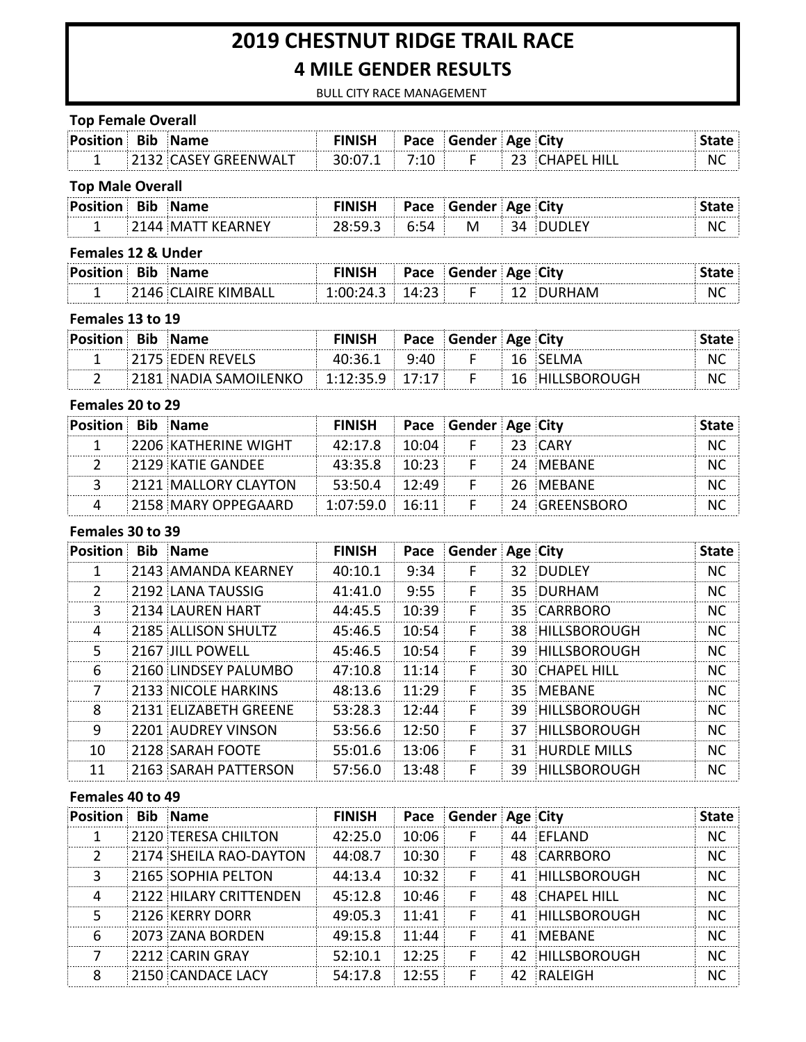# 2019 CHESTNUT RIDGE TRAIL RACE

## 4 MILE GENDER RESULTS

BULL CITY RACE MANAGEMENT

### Top Female Overall

| Position | Bib | Name | FINISH | Pace | Gender | Age | City | State |
|---|---|---|---|---|---|---|---|---|
| 1 | 2132 | CASEY GREENWALT | 30:07.1 | 7:10 | F | 23 | CHAPEL HILL | NC |

### Top Male Overall

| Position | Bib | Name | FINISH | Pace | Gender | Age | City | State |
|---|---|---|---|---|---|---|---|---|
| 1 | 2144 | MATT KEARNEY | 28:59.3 | 6:54 | M | 34 | DUDLEY | NC |

### Females 12 & Under

| Position | Bib | Name | FINISH | Pace | Gender | Age | City | State |
|---|---|---|---|---|---|---|---|---|
| 1 | 2146 | CLAIRE KIMBALL | 1:00:24.3 | 14:23 | F | 12 | DURHAM | NC |

### Females 13 to 19

| Position | Bib | Name | FINISH | Pace | Gender | Age | City | State |
|---|---|---|---|---|---|---|---|---|
| 1 | 2175 | EDEN REVELS | 40:36.1 | 9:40 | F | 16 | SELMA | NC |
| 2 | 2181 | NADIA SAMOILENKO | 1:12:35.9 | 17:17 | F | 16 | HILLSBOROUGH | NC |

### Females 20 to 29

| Position | Bib | Name | FINISH | Pace | Gender | Age | City | State |
|---|---|---|---|---|---|---|---|---|
| 1 | 2206 | KATHERINE WIGHT | 42:17.8 | 10:04 | F | 23 | CARY | NC |
| 2 | 2129 | KATIE GANDEE | 43:35.8 | 10:23 | F | 24 | MEBANE | NC |
| 3 | 2121 | MALLORY CLAYTON | 53:50.4 | 12:49 | F | 26 | MEBANE | NC |
| 4 | 2158 | MARY OPPEGAARD | 1:07:59.0 | 16:11 | F | 24 | GREENSBORO | NC |

### Females 30 to 39

| Position | Bib | Name | FINISH | Pace | Gender | Age | City | State |
|---|---|---|---|---|---|---|---|---|
| 1 | 2143 | AMANDA KEARNEY | 40:10.1 | 9:34 | F | 32 | DUDLEY | NC |
| 2 | 2192 | LANA TAUSSIG | 41:41.0 | 9:55 | F | 35 | DURHAM | NC |
| 3 | 2134 | LAUREN HART | 44:45.5 | 10:39 | F | 35 | CARRBORO | NC |
| 4 | 2185 | ALLISON SHULTZ | 45:46.5 | 10:54 | F | 38 | HILLSBOROUGH | NC |
| 5 | 2167 | JILL POWELL | 45:46.5 | 10:54 | F | 39 | HILLSBOROUGH | NC |
| 6 | 2160 | LINDSEY PALUMBO | 47:10.8 | 11:14 | F | 30 | CHAPEL HILL | NC |
| 7 | 2133 | NICOLE HARKINS | 48:13.6 | 11:29 | F | 35 | MEBANE | NC |
| 8 | 2131 | ELIZABETH GREENE | 53:28.3 | 12:44 | F | 39 | HILLSBOROUGH | NC |
| 9 | 2201 | AUDREY VINSON | 53:56.6 | 12:50 | F | 37 | HILLSBOROUGH | NC |
| 10 | 2128 | SARAH FOOTE | 55:01.6 | 13:06 | F | 31 | HURDLE MILLS | NC |
| 11 | 2163 | SARAH PATTERSON | 57:56.0 | 13:48 | F | 39 | HILLSBOROUGH | NC |

### Females 40 to 49

| Position | Bib | Name | FINISH | Pace | Gender | Age | City | State |
|---|---|---|---|---|---|---|---|---|
| 1 | 2120 | TERESA CHILTON | 42:25.0 | 10:06 | F | 44 | EFLAND | NC |
| 2 | 2174 | SHEILA RAO-DAYTON | 44:08.7 | 10:30 | F | 48 | CARRBORO | NC |
| 3 | 2165 | SOPHIA PELTON | 44:13.4 | 10:32 | F | 41 | HILLSBOROUGH | NC |
| 4 | 2122 | HILARY CRITTENDEN | 45:12.8 | 10:46 | F | 48 | CHAPEL HILL | NC |
| 5 | 2126 | KERRY DORR | 49:05.3 | 11:41 | F | 41 | HILLSBOROUGH | NC |
| 6 | 2073 | ZANA BORDEN | 49:15.8 | 11:44 | F | 41 | MEBANE | NC |
| 7 | 2212 | CARIN GRAY | 52:10.1 | 12:25 | F | 42 | HILLSBOROUGH | NC |
| 8 | 2150 | CANDACE LACY | 54:17.8 | 12:55 | F | 42 | RALEIGH | NC |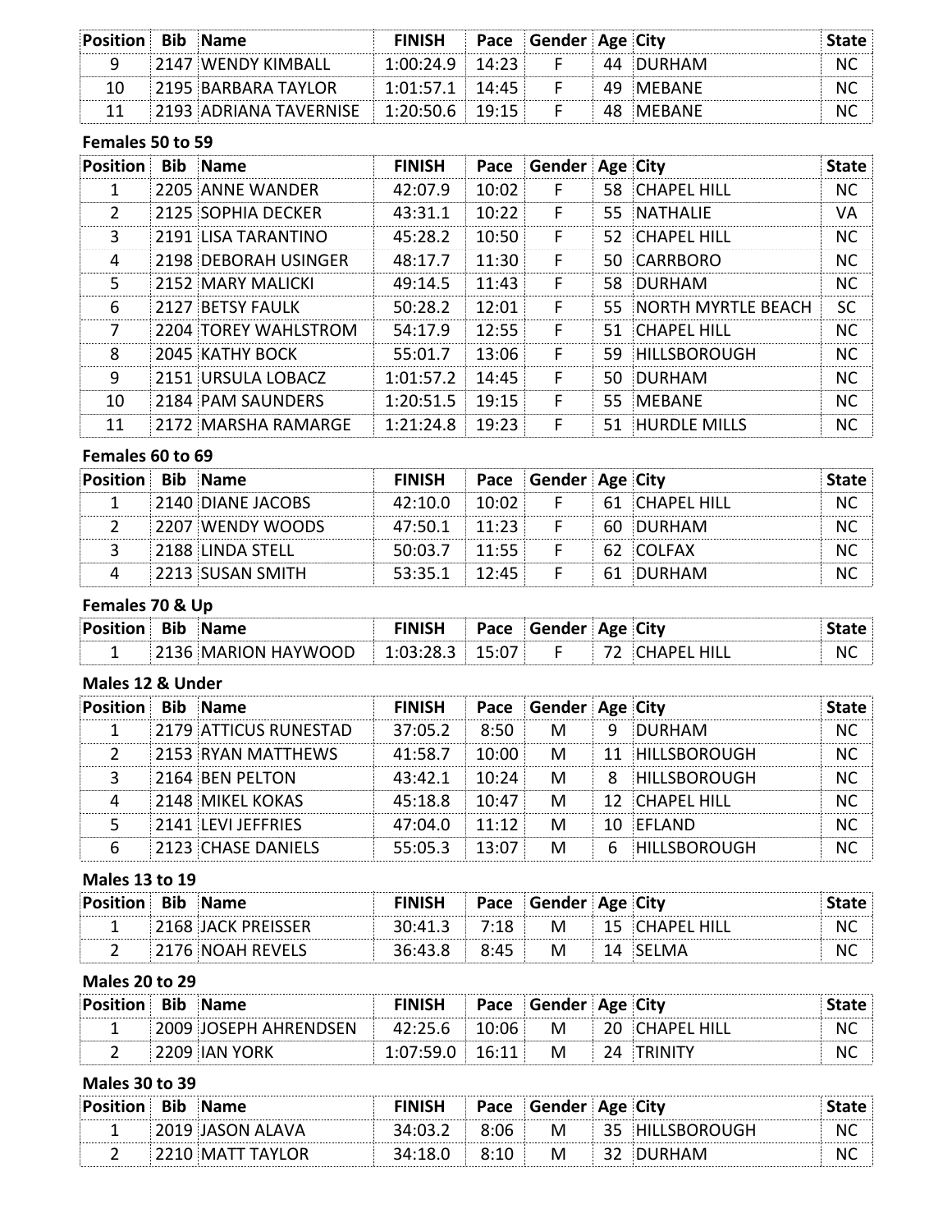| Position | Bib | Name | FINISH | Pace | Gender | Age | City | State |
|---|---|---|---|---|---|---|---|---|
| 9 | 2147 | WENDY KIMBALL | 1:00:24.9 | 14:23 | F | 44 | DURHAM | NC |
| 10 | 2195 | BARBARA TAYLOR | 1:01:57.1 | 14:45 | F | 49 | MEBANE | NC |
| 11 | 2193 | ADRIANA TAVERNISE | 1:20:50.6 | 19:15 | F | 48 | MEBANE | NC |

**Females 50 to 59**

| Position | Bib | Name | FINISH | Pace | Gender | Age | City | State |
|---|---|---|---|---|---|---|---|---|
| 1 | 2205 | ANNE WANDER | 42:07.9 | 10:02 | F | 58 | CHAPEL HILL | NC |
| 2 | 2125 | SOPHIA DECKER | 43:31.1 | 10:22 | F | 55 | NATHALIE | VA |
| 3 | 2191 | LISA TARANTINO | 45:28.2 | 10:50 | F | 52 | CHAPEL HILL | NC |
| 4 | 2198 | DEBORAH USINGER | 48:17.7 | 11:30 | F | 50 | CARRBORO | NC |
| 5 | 2152 | MARY MALICKI | 49:14.5 | 11:43 | F | 58 | DURHAM | NC |
| 6 | 2127 | BETSY FAULK | 50:28.2 | 12:01 | F | 55 | NORTH MYRTLE BEACH | SC |
| 7 | 2204 | TOREY WAHLSTROM | 54:17.9 | 12:55 | F | 51 | CHAPEL HILL | NC |
| 8 | 2045 | KATHY BOCK | 55:01.7 | 13:06 | F | 59 | HILLSBOROUGH | NC |
| 9 | 2151 | URSULA LOBACZ | 1:01:57.2 | 14:45 | F | 50 | DURHAM | NC |
| 10 | 2184 | PAM SAUNDERS | 1:20:51.5 | 19:15 | F | 55 | MEBANE | NC |
| 11 | 2172 | MARSHA RAMARGE | 1:21:24.8 | 19:23 | F | 51 | HURDLE MILLS | NC |

**Females 60 to 69**

| Position | Bib | Name | FINISH | Pace | Gender | Age | City | State |
|---|---|---|---|---|---|---|---|---|
| 1 | 2140 | DIANE JACOBS | 42:10.0 | 10:02 | F | 61 | CHAPEL HILL | NC |
| 2 | 2207 | WENDY WOODS | 47:50.1 | 11:23 | F | 60 | DURHAM | NC |
| 3 | 2188 | LINDA STELL | 50:03.7 | 11:55 | F | 62 | COLFAX | NC |
| 4 | 2213 | SUSAN SMITH | 53:35.1 | 12:45 | F | 61 | DURHAM | NC |

**Females 70 & Up**

| Position | Bib | Name | FINISH | Pace | Gender | Age | City | State |
|---|---|---|---|---|---|---|---|---|
| 1 | 2136 | MARION HAYWOOD | 1:03:28.3 | 15:07 | F | 72 | CHAPEL HILL | NC |

**Males 12 & Under**

| Position | Bib | Name | FINISH | Pace | Gender | Age | City | State |
|---|---|---|---|---|---|---|---|---|
| 1 | 2179 | ATTICUS RUNESTAD | 37:05.2 | 8:50 | M | 9 | DURHAM | NC |
| 2 | 2153 | RYAN MATTHEWS | 41:58.7 | 10:00 | M | 11 | HILLSBOROUGH | NC |
| 3 | 2164 | BEN PELTON | 43:42.1 | 10:24 | M | 8 | HILLSBOROUGH | NC |
| 4 | 2148 | MIKEL KOKAS | 45:18.8 | 10:47 | M | 12 | CHAPEL HILL | NC |
| 5 | 2141 | LEVI JEFFRIES | 47:04.0 | 11:12 | M | 10 | EFLAND | NC |
| 6 | 2123 | CHASE DANIELS | 55:05.3 | 13:07 | M | 6 | HILLSBOROUGH | NC |

**Males 13 to 19**

| Position | Bib | Name | FINISH | Pace | Gender | Age | City | State |
|---|---|---|---|---|---|---|---|---|
| 1 | 2168 | JACK PREISSER | 30:41.3 | 7:18 | M | 15 | CHAPEL HILL | NC |
| 2 | 2176 | NOAH REVELS | 36:43.8 | 8:45 | M | 14 | SELMA | NC |

**Males 20 to 29**

| Position | Bib | Name | FINISH | Pace | Gender | Age | City | State |
|---|---|---|---|---|---|---|---|---|
| 1 | 2009 | JOSEPH AHRENDSEN | 42:25.6 | 10:06 | M | 20 | CHAPEL HILL | NC |
| 2 | 2209 | IAN YORK | 1:07:59.0 | 16:11 | M | 24 | TRINITY | NC |

**Males 30 to 39**

| Position | Bib | Name | FINISH | Pace | Gender | Age | City | State |
|---|---|---|---|---|---|---|---|---|
| 1 | 2019 | JASON ALAVA | 34:03.2 | 8:06 | M | 35 | HILLSBOROUGH | NC |
| 2 | 2210 | MATT TAYLOR | 34:18.0 | 8:10 | M | 32 | DURHAM | NC |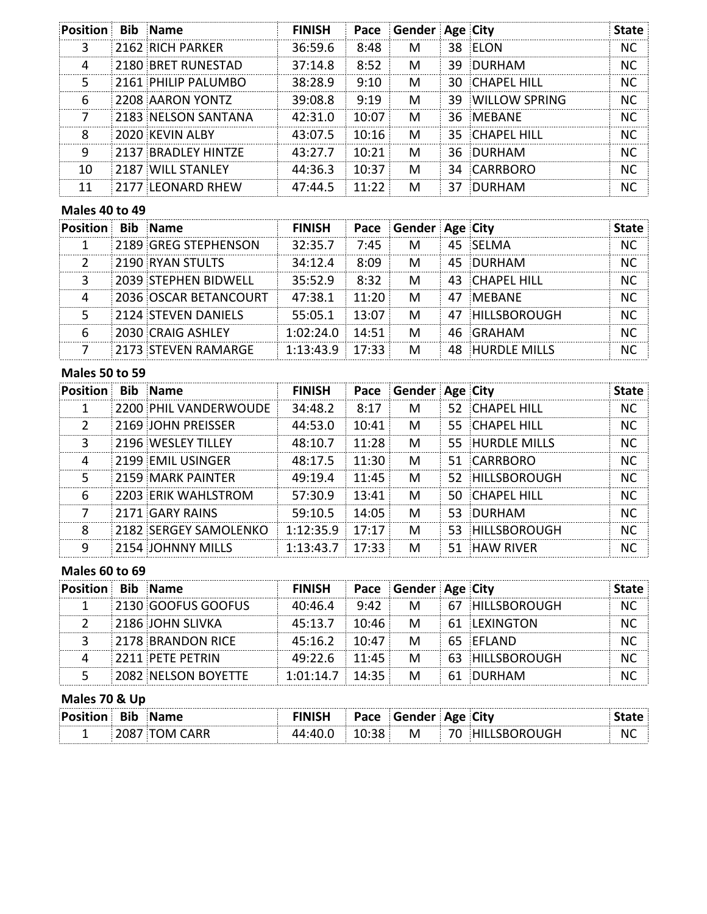| Position | Bib | Name | FINISH | Pace | Gender | Age | City | State |
| --- | --- | --- | --- | --- | --- | --- | --- | --- |
| 3 | 2162 | RICH PARKER | 36:59.6 | 8:48 | M | 38 | ELON | NC |
| 4 | 2180 | BRET RUNESTAD | 37:14.8 | 8:52 | M | 39 | DURHAM | NC |
| 5 | 2161 | PHILIP PALUMBO | 38:28.9 | 9:10 | M | 30 | CHAPEL HILL | NC |
| 6 | 2208 | AARON YONTZ | 39:08.8 | 9:19 | M | 39 | WILLOW SPRING | NC |
| 7 | 2183 | NELSON SANTANA | 42:31.0 | 10:07 | M | 36 | MEBANE | NC |
| 8 | 2020 | KEVIN ALBY | 43:07.5 | 10:16 | M | 35 | CHAPEL HILL | NC |
| 9 | 2137 | BRADLEY HINTZE | 43:27.7 | 10:21 | M | 36 | DURHAM | NC |
| 10 | 2187 | WILL STANLEY | 44:36.3 | 10:37 | M | 34 | CARRBORO | NC |
| 11 | 2177 | LEONARD RHEW | 47:44.5 | 11:22 | M | 37 | DURHAM | NC |

**Males 40 to 49**

| Position | Bib | Name | FINISH | Pace | Gender | Age | City | State |
| --- | --- | --- | --- | --- | --- | --- | --- | --- |
| 1 | 2189 | GREG STEPHENSON | 32:35.7 | 7:45 | M | 45 | SELMA | NC |
| 2 | 2190 | RYAN STULTS | 34:12.4 | 8:09 | M | 45 | DURHAM | NC |
| 3 | 2039 | STEPHEN BIDWELL | 35:52.9 | 8:32 | M | 43 | CHAPEL HILL | NC |
| 4 | 2036 | OSCAR BETANCOURT | 47:38.1 | 11:20 | M | 47 | MEBANE | NC |
| 5 | 2124 | STEVEN DANIELS | 55:05.1 | 13:07 | M | 47 | HILLSBOROUGH | NC |
| 6 | 2030 | CRAIG ASHLEY | 1:02:24.0 | 14:51 | M | 46 | GRAHAM | NC |
| 7 | 2173 | STEVEN RAMARGE | 1:13:43.9 | 17:33 | M | 48 | HURDLE MILLS | NC |

**Males 50 to 59**

| Position | Bib | Name | FINISH | Pace | Gender | Age | City | State |
| --- | --- | --- | --- | --- | --- | --- | --- | --- |
| 1 | 2200 | PHIL VANDERWOUDE | 34:48.2 | 8:17 | M | 52 | CHAPEL HILL | NC |
| 2 | 2169 | JOHN PREISSER | 44:53.0 | 10:41 | M | 55 | CHAPEL HILL | NC |
| 3 | 2196 | WESLEY TILLEY | 48:10.7 | 11:28 | M | 55 | HURDLE MILLS | NC |
| 4 | 2199 | EMIL USINGER | 48:17.5 | 11:30 | M | 51 | CARRBORO | NC |
| 5 | 2159 | MARK PAINTER | 49:19.4 | 11:45 | M | 52 | HILLSBOROUGH | NC |
| 6 | 2203 | ERIK WAHLSTROM | 57:30.9 | 13:41 | M | 50 | CHAPEL HILL | NC |
| 7 | 2171 | GARY RAINS | 59:10.5 | 14:05 | M | 53 | DURHAM | NC |
| 8 | 2182 | SERGEY SAMOLENKO | 1:12:35.9 | 17:17 | M | 53 | HILLSBOROUGH | NC |
| 9 | 2154 | JOHNNY MILLS | 1:13:43.7 | 17:33 | M | 51 | HAW RIVER | NC |

**Males 60 to 69**

| Position | Bib | Name | FINISH | Pace | Gender | Age | City | State |
| --- | --- | --- | --- | --- | --- | --- | --- | --- |
| 1 | 2130 | GOOFUS GOOFUS | 40:46.4 | 9:42 | M | 67 | HILLSBOROUGH | NC |
| 2 | 2186 | JOHN SLIVKA | 45:13.7 | 10:46 | M | 61 | LEXINGTON | NC |
| 3 | 2178 | BRANDON RICE | 45:16.2 | 10:47 | M | 65 | EFLAND | NC |
| 4 | 2211 | PETE PETRIN | 49:22.6 | 11:45 | M | 63 | HILLSBOROUGH | NC |
| 5 | 2082 | NELSON BOYETTE | 1:01:14.7 | 14:35 | M | 61 | DURHAM | NC |

**Males 70 & Up**

| Position | Bib | Name | FINISH | Pace | Gender | Age | City | State |
| --- | --- | --- | --- | --- | --- | --- | --- | --- |
| 1 | 2087 | TOM CARR | 44:40.0 | 10:38 | M | 70 | HILLSBOROUGH | NC |